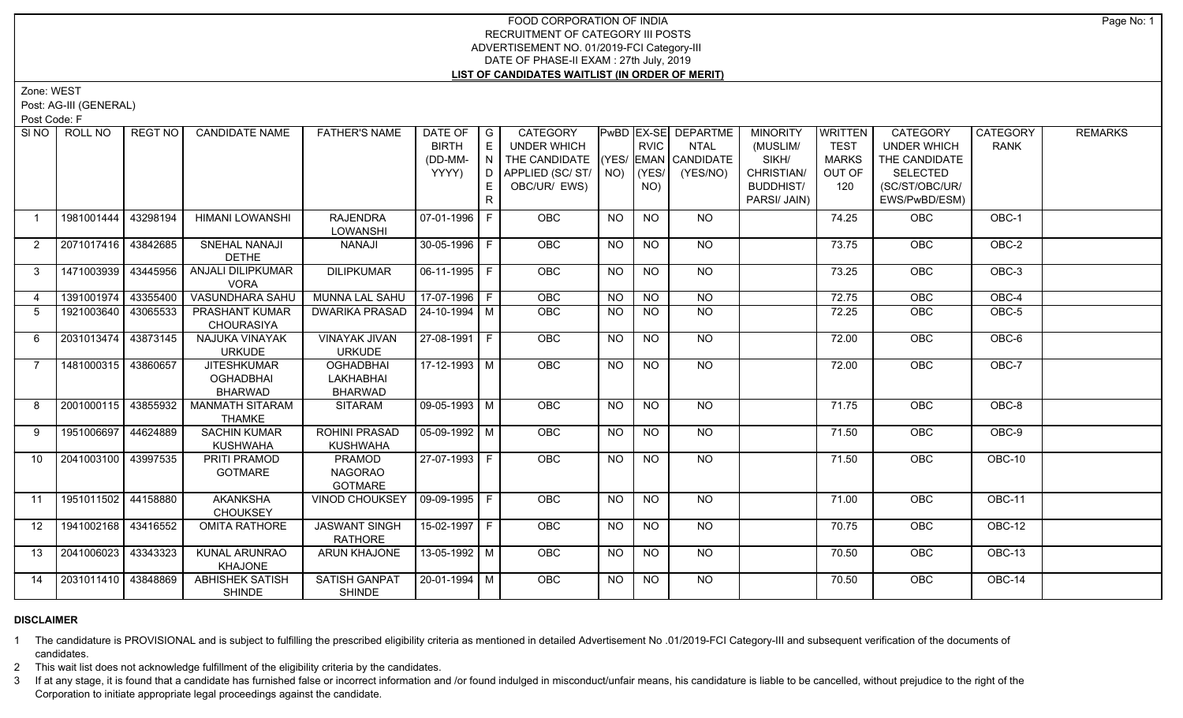# FOOD CORPORATION OF INDIA
## RECRUITMENT OF CATEGORY III POSTS
## ADVERTISEMENT NO. 01/2019-FCI Category-III
## DATE OF PHASE-II EXAM : 27th July, 2019
## LIST OF CANDIDATES WAITLIST (IN ORDER OF MERIT)

Zone: WEST

Post: AG-III (GENERAL)

Post Code: F

| Sl NO | ROLL NO | REGT NO | CANDIDATE NAME | FATHER'S NAME | DATE OF BIRTH (DD-MM-YYYY) | GENDER | CATEGORY UNDER WHICH THE CANDIDATE APPLIED (SC/ ST/ OBC/UR/ EWS) | PwBD (YES/ NO) | EX-SERVICEMAN (YES/ NO) | DEPARTMENTAL CANDIDATE (YES/NO) | MINORITY (MUSLIM/ SIKH/ CHRISTIAN/ BUDDHIST/ PARSI/ JAIN) | WRITTEN TEST MARKS OUT OF 120 | CATEGORY UNDER WHICH THE CANDIDATE SELECTED (SC/ST/OBC/UR/ EWS/PwBD/ESM) | CATEGORY RANK | REMARKS |
|---|---|---|---|---|---|---|---|---|---|---|---|---|---|---|---|
| 1 | 1981001444 | 43298194 | HIMANI LOWANSHI | RAJENDRA LOWANSHI | 07-01-1996 | F | OBC | NO | NO | NO | | 74.25 | OBC | OBC-1 | |
| 2 | 2071017416 | 43842685 | SNEHAL NANAJI DETHE | NANAJI | 30-05-1996 | F | OBC | NO | NO | NO | | 73.75 | OBC | OBC-2 | |
| 3 | 1471003939 | 43445956 | ANJALI DILIPKUMAR VORA | DILIPKUMAR | 06-11-1995 | F | OBC | NO | NO | NO | | 73.25 | OBC | OBC-3 | |
| 4 | 1391001974 | 43355400 | VASUNDHARA SAHU | MUNNA LAL SAHU | 17-07-1996 | F | OBC | NO | NO | NO | | 72.75 | OBC | OBC-4 | |
| 5 | 1921003640 | 43065533 | PRASHANT KUMAR CHOURASIYA | DWARIKA PRASAD | 24-10-1994 | M | OBC | NO | NO | NO | | 72.25 | OBC | OBC-5 | |
| 6 | 2031013474 | 43873145 | NAJUKA VINAYAK URKUDE | VINAYAK JIVAN URKUDE | 27-08-1991 | F | OBC | NO | NO | NO | | 72.00 | OBC | OBC-6 | |
| 7 | 1481000315 | 43860657 | JITESHKUMAR OGHADBHAI BHARWAD | OGHADBHAI LAKHABHAI BHARWAD | 17-12-1993 | M | OBC | NO | NO | NO | | 72.00 | OBC | OBC-7 | |
| 8 | 2001000115 | 43855932 | MANMATH SITARAM THAMKE | SITARAM | 09-05-1993 | M | OBC | NO | NO | NO | | 71.75 | OBC | OBC-8 | |
| 9 | 1951006697 | 44624889 | SACHIN KUMAR KUSHWAHA | ROHINI PRASAD KUSHWAHA | 05-09-1992 | M | OBC | NO | NO | NO | | 71.50 | OBC | OBC-9 | |
| 10 | 2041003100 | 43997535 | PRITI PRAMOD GOTMARE | PRAMOD NAGORAO GOTMARE | 27-07-1993 | F | OBC | NO | NO | NO | | 71.50 | OBC | OBC-10 | |
| 11 | 1951011502 | 44158880 | AKANKSHA CHOUKSEY | VINOD CHOUKSEY | 09-09-1995 | F | OBC | NO | NO | NO | | 71.00 | OBC | OBC-11 | |
| 12 | 1941002168 | 43416552 | OMITA RATHORE | JASWANT SINGH RATHORE | 15-02-1997 | F | OBC | NO | NO | NO | | 70.75 | OBC | OBC-12 | |
| 13 | 2041006023 | 43343323 | KUNAL ARUNRAO KHAJONE | ARUN KHAJONE | 13-05-1992 | M | OBC | NO | NO | NO | | 70.50 | OBC | OBC-13 | |
| 14 | 2031011410 | 43848869 | ABHISHEK SATISH SHINDE | SATISH GANPAT SHINDE | 20-01-1994 | M | OBC | NO | NO | NO | | 70.50 | OBC | OBC-14 | |

**DISCLAIMER**

1. The candidature is PROVISIONAL and is subject to fulfilling the prescribed eligibility criteria as mentioned in detailed Advertisement No .01/2019-FCI Category-III and subsequent verification of the documents of candidates.
2. This wait list does not acknowledge fulfillment of the eligibility criteria by the candidates.
3. If at any stage, it is found that a candidate has furnished false or incorrect information and /or found indulged in misconduct/unfair means, his candidature is liable to be cancelled, without prejudice to the right of the Corporation to initiate appropriate legal proceedings against the candidate.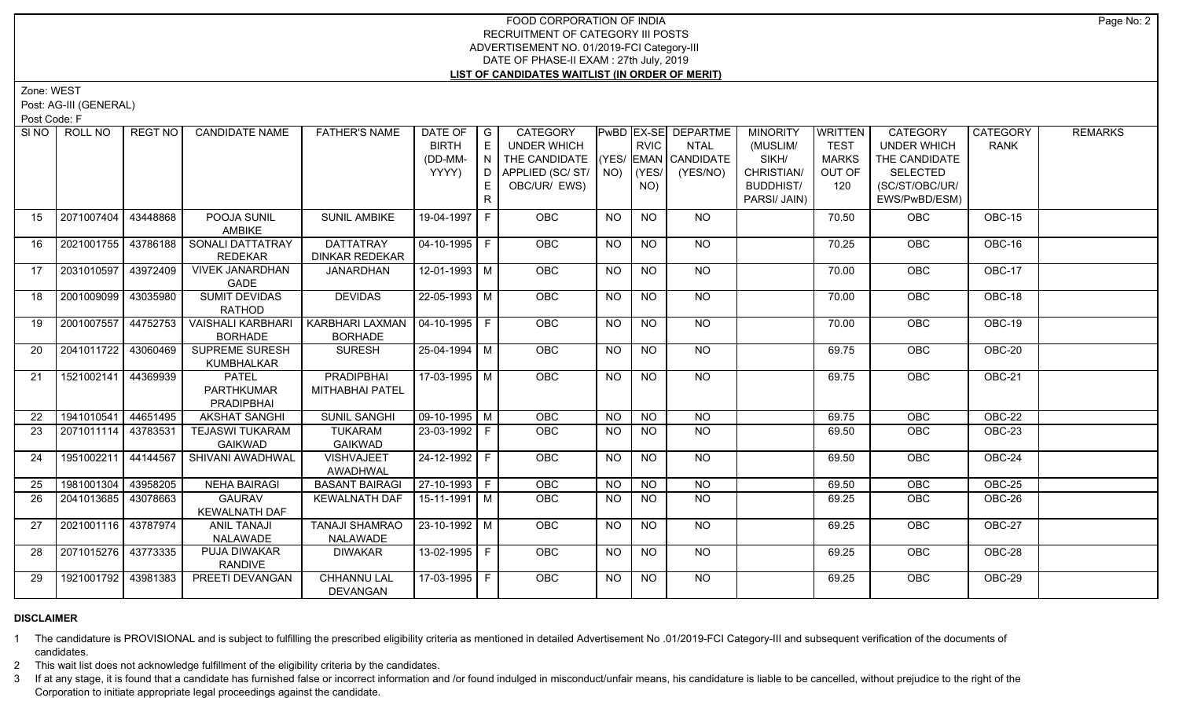# FOOD CORPORATION OF INDIA
## RECRUITMENT OF CATEGORY III POSTS
## ADVERTISEMENT NO. 01/2019-FCI Category-III
## DATE OF PHASE-II EXAM : 27th July, 2019
## LIST OF CANDIDATES WAITLIST (IN ORDER OF MERIT)

Zone: WEST

Post: AG-III (GENERAL)

Post Code: F

| Sl NO | ROLL NO | REGT NO | CANDIDATE NAME | FATHER'S NAME | DATE OF BIRTH (DD-MM-YYYY) | GENDER | CATEGORY UNDER WHICH THE CANDIDATE APPLIED (SC/ ST/ OBC/UR/ EWS) | PwBD (YES/ NO) | EX-SERVICEMAN (YES/ NO) | DEPARTMENTAL CANDIDATE (YES/NO) | MINORITY (MUSLIM/ SIKH/ CHRISTIAN/ BUDDHIST/ PARSI/ JAIN) | WRITTEN TEST MARKS OUT OF 120 | CATEGORY UNDER WHICH THE CANDIDATE SELECTED (SC/ST/OBC/UR/ EWS/PwBD/ESM) | CATEGORY RANK | REMARKS |
|---|---|---|---|---|---|---|---|---|---|---|---|---|---|---|---|
| 15 | 2071007404 | 43448868 | POOJA SUNIL AMBIKE | SUNIL AMBIKE | 19-04-1997 | F | OBC | NO | NO | NO | | 70.50 | OBC | OBC-15 | |
| 16 | 2021001755 | 43786188 | SONALI DATTATRAY REDEKAR | DATTATRAY DINKAR REDEKAR | 04-10-1995 | F | OBC | NO | NO | NO | | 70.25 | OBC | OBC-16 | |
| 17 | 2031010597 | 43972409 | VIVEK JANARDHAN GADE | JANARDHAN | 12-01-1993 | M | OBC | NO | NO | NO | | 70.00 | OBC | OBC-17 | |
| 18 | 2001009099 | 43035980 | SUMIT DEVIDAS RATHOD | DEVIDAS | 22-05-1993 | M | OBC | NO | NO | NO | | 70.00 | OBC | OBC-18 | |
| 19 | 2001007557 | 44752753 | VAISHALI KARBHARI BORHADE | KARBHARI LAXMAN BORHADE | 04-10-1995 | F | OBC | NO | NO | NO | | 70.00 | OBC | OBC-19 | |
| 20 | 2041011722 | 43060469 | SUPREME SURESH KUMBHALKAR | SURESH | 25-04-1994 | M | OBC | NO | NO | NO | | 69.75 | OBC | OBC-20 | |
| 21 | 1521002141 | 44369939 | PATEL PARTHKUMAR PRADIPBHAI | PRADIPBHAI MITHABHAI PATEL | 17-03-1995 | M | OBC | NO | NO | NO | | 69.75 | OBC | OBC-21 | |
| 22 | 1941010541 | 44651495 | AKSHAT SANGHI | SUNIL SANGHI | 09-10-1995 | M | OBC | NO | NO | NO | | 69.75 | OBC | OBC-22 | |
| 23 | 2071011114 | 43783531 | TEJASWI TUKARAM GAIKWAD | TUKARAM GAIKWAD | 23-03-1992 | F | OBC | NO | NO | NO | | 69.50 | OBC | OBC-23 | |
| 24 | 1951002211 | 44144567 | SHIVANI AWADHWAL | VISHVAJEET AWADHWAL | 24-12-1992 | F | OBC | NO | NO | NO | | 69.50 | OBC | OBC-24 | |
| 25 | 1981001304 | 43958205 | NEHA BAIRAGI | BASANT BAIRAGI | 27-10-1993 | F | OBC | NO | NO | NO | | 69.50 | OBC | OBC-25 | |
| 26 | 2041013685 | 43078663 | GAURAV KEWALNATH DAF | KEWALNATH DAF | 15-11-1991 | M | OBC | NO | NO | NO | | 69.25 | OBC | OBC-26 | |
| 27 | 2021001116 | 43787974 | ANIL TANAJI NALAWADE | TANAJI SHAMRAO NALAWADE | 23-10-1992 | M | OBC | NO | NO | NO | | 69.25 | OBC | OBC-27 | |
| 28 | 2071015276 | 43773335 | PUJA DIWAKAR RANDIVE | DIWAKAR | 13-02-1995 | F | OBC | NO | NO | NO | | 69.25 | OBC | OBC-28 | |
| 29 | 1921001792 | 43981383 | PREETI DEVANGAN | CHHANNU LAL DEVANGAN | 17-03-1995 | F | OBC | NO | NO | NO | | 69.25 | OBC | OBC-29 | |

### DISCLAIMER

1 The candidature is PROVISIONAL and is subject to fulfilling the prescribed eligibility criteria as mentioned in detailed Advertisement No .01/2019-FCI Category-III and subsequent verification of the documents of candidates.

2 This wait list does not acknowledge fulfillment of the eligibility criteria by the candidates.

3 If at any stage, it is found that a candidate has furnished false or incorrect information and /or found indulged in misconduct/unfair means, his candidature is liable to be cancelled, without prejudice to the right of the Corporation to initiate appropriate legal proceedings against the candidate.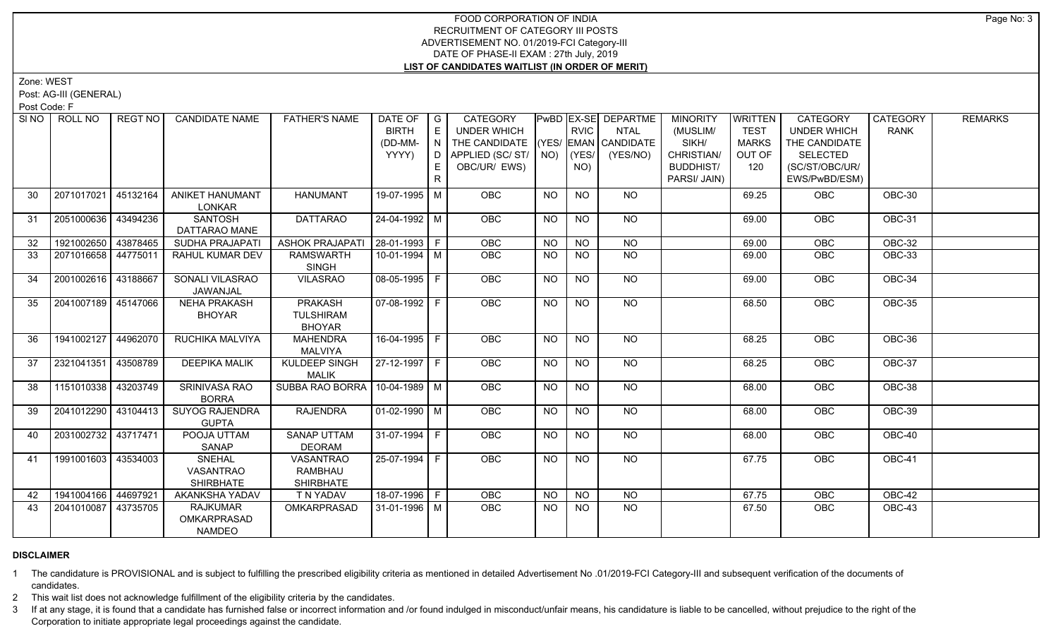# FOOD CORPORATION OF INDIA
## RECRUITMENT OF CATEGORY III POSTS
### ADVERTISEMENT NO. 01/2019-FCI Category-III
### DATE OF PHASE-II EXAM : 27th July, 2019
### LIST OF CANDIDATES WAITLIST (IN ORDER OF MERIT)

Zone: WEST

Post: AG-III (GENERAL)

Post Code: F

| Sl NO | ROLL NO | REGT NO | CANDIDATE NAME | FATHER'S NAME | DATE OF BIRTH (DD-MM-YYYY) | GENDER | CATEGORY UNDER WHICH THE CANDIDATE APPLIED (SC/ ST/ OBC/UR/ EWS) | PwBD (YES/ NO) | EX-SERVICEMAN (YES/ NO) | DEPARTMENTAL CANDIDATE (YES/NO) | MINORITY (MUSLIM/ SIKH/ CHRISTIAN/ BUDDHIST/ PARSI/ JAIN) | WRITTEN TEST MARKS OUT OF 120 | CATEGORY UNDER WHICH THE CANDIDATE SELECTED (SC/ST/OBC/UR/ EWS/PwBD/ESM) | CATEGORY RANK | REMARKS |
|---|---|---|---|---|---|---|---|---|---|---|---|---|---|---|---|
| 30 | 2071017021 | 45132164 | ANIKET HANUMANT LONKAR | HANUMANT | 19-07-1995 | M | OBC | NO | NO | NO | | 69.25 | OBC | OBC-30 | |
| 31 | 2051000636 | 43494236 | SANTOSH DATTARAO MANE | DATTARAO | 24-04-1992 | M | OBC | NO | NO | NO | | 69.00 | OBC | OBC-31 | |
| 32 | 1921002650 | 43878465 | SUDHA PRAJAPATI | ASHOK PRAJAPATI | 28-01-1993 | F | OBC | NO | NO | NO | | 69.00 | OBC | OBC-32 | |
| 33 | 2071016658 | 44775011 | RAHUL KUMAR DEV | RAMSWARTH SINGH | 10-01-1994 | M | OBC | NO | NO | NO | | 69.00 | OBC | OBC-33 | |
| 34 | 2001002616 | 43188667 | SONALI VILASRAO JAWANJAL | VILASRAO | 08-05-1995 | F | OBC | NO | NO | NO | | 69.00 | OBC | OBC-34 | |
| 35 | 2041007189 | 45147066 | NEHA PRAKASH BHOYAR | PRAKASH TULSHIRAM BHOYAR | 07-08-1992 | F | OBC | NO | NO | NO | | 68.50 | OBC | OBC-35 | |
| 36 | 1941002127 | 44962070 | RUCHIKA MALVIYA | MAHENDRA MALVIYA | 16-04-1995 | F | OBC | NO | NO | NO | | 68.25 | OBC | OBC-36 | |
| 37 | 2321041351 | 43508789 | DEEPIKA MALIK | KULDEEP SINGH MALIK | 27-12-1997 | F | OBC | NO | NO | NO | | 68.25 | OBC | OBC-37 | |
| 38 | 1151010338 | 43203749 | SRINIVASA RAO BORRA | SUBBA RAO BORRA | 10-04-1989 | M | OBC | NO | NO | NO | | 68.00 | OBC | OBC-38 | |
| 39 | 2041012290 | 43104413 | SUYOG RAJENDRA GUPTA | RAJENDRA | 01-02-1990 | M | OBC | NO | NO | NO | | 68.00 | OBC | OBC-39 | |
| 40 | 2031002732 | 43717471 | POOJA UTTAM SANAP | SANAP UTTAM DEORAM | 31-07-1994 | F | OBC | NO | NO | NO | | 68.00 | OBC | OBC-40 | |
| 41 | 1991001603 | 43534003 | SNEHAL VASANTRAO SHIRBHATE | VASANTRAO RAMBHAU SHIRBHATE | 25-07-1994 | F | OBC | NO | NO | NO | | 67.75 | OBC | OBC-41 | |
| 42 | 1941004166 | 44697921 | AKANKSHA YADAV | T N YADAV | 18-07-1996 | F | OBC | NO | NO | NO | | 67.75 | OBC | OBC-42 | |
| 43 | 2041010087 | 43735705 | RAJKUMAR OMKARPRASAD NAMDEO | OMKARPRASAD | 31-01-1996 | M | OBC | NO | NO | NO | | 67.50 | OBC | OBC-43 | |

**DISCLAIMER**

1 The candidature is PROVISIONAL and is subject to fulfilling the prescribed eligibility criteria as mentioned in detailed Advertisement No .01/2019-FCI Category-III and subsequent verification of the documents of candidates.

2 This wait list does not acknowledge fulfillment of the eligibility criteria by the candidates.

3 If at any stage, it is found that a candidate has furnished false or incorrect information and /or found indulged in misconduct/unfair means, his candidature is liable to be cancelled, without prejudice to the right of the Corporation to initiate appropriate legal proceedings against the candidate.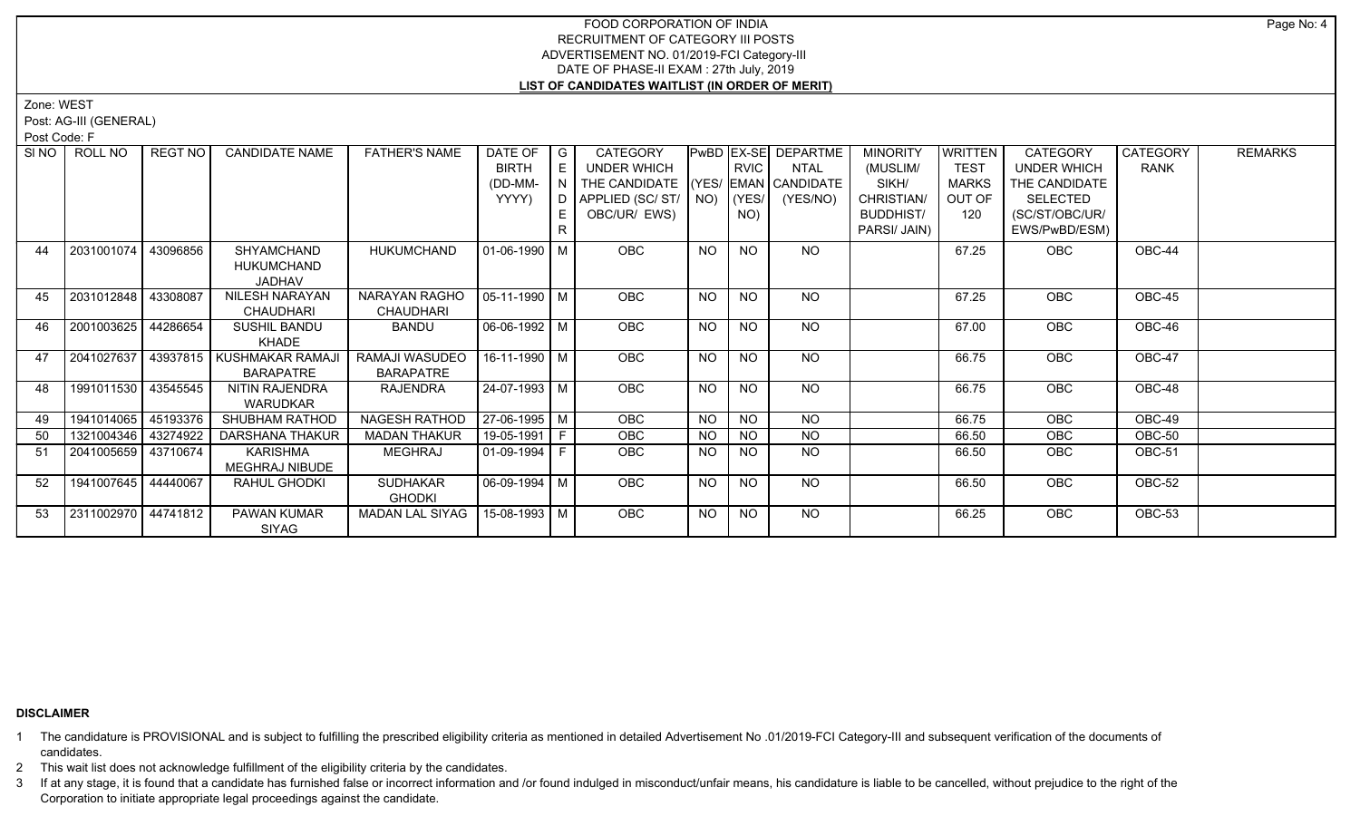FOOD CORPORATION OF INDIA
RECRUITMENT OF CATEGORY III POSTS
ADVERTISEMENT NO. 01/2019-FCI Category-III
DATE OF PHASE-II EXAM : 27th July, 2019
**LIST OF CANDIDATES WAITLIST (IN ORDER OF MERIT)**

Zone: WEST

Post: AG-III (GENERAL)

Post Code: F

| SI NO | ROLL NO | REGT NO | CANDIDATE NAME | FATHER'S NAME | DATE OF BIRTH (DD-MM-YYYY) | GENDER | CATEGORY UNDER WHICH THE CANDIDATE APPLIED (SC/ ST/ OBC/UR/ EWS) | PwBD (YES/ NO) | EX-SERVICEMAN (YES/ NO) | DEPARTMENTAL CANDIDATE (YES/NO) | MINORITY (MUSLIM/ SIKH/ CHRISTIAN/ BUDDHIST/ PARSI/ JAIN) | WRITTEN TEST MARKS OUT OF 120 | CATEGORY UNDER WHICH THE CANDIDATE SELECTED (SC/ST/OBC/UR/ EWS/PwBD/ESM) | CATEGORY RANK | REMARKS |
|---|---|---|---|---|---|---|---|---|---|---|---|---|---|---|---|
| 44 | 2031001074 | 43096856 | SHYAMCHAND HUKUMCHAND JADHAV | HUKUMCHAND | 01-06-1990 | M | OBC | NO | NO | NO | | 67.25 | OBC | OBC-44 | |
| 45 | 2031012848 | 43308087 | NILESH NARAYAN CHAUDHARI | NARAYAN RAGHO CHAUDHARI | 05-11-1990 | M | OBC | NO | NO | NO | | 67.25 | OBC | OBC-45 | |
| 46 | 2001003625 | 44286654 | SUSHIL BANDU KHADE | BANDU | 06-06-1992 | M | OBC | NO | NO | NO | | 67.00 | OBC | OBC-46 | |
| 47 | 2041027637 | 43937815 | KUSHMAKAR RAMAJI BARAPATRE | RAMAJI WASUDEO BARAPATRE | 16-11-1990 | M | OBC | NO | NO | NO | | 66.75 | OBC | OBC-47 | |
| 48 | 1991011530 | 43545545 | NITIN RAJENDRA WARUDKAR | RAJENDRA | 24-07-1993 | M | OBC | NO | NO | NO | | 66.75 | OBC | OBC-48 | |
| 49 | 1941014065 | 45193376 | SHUBHAM RATHOD | NAGESH RATHOD | 27-06-1995 | M | OBC | NO | NO | NO | | 66.75 | OBC | OBC-49 | |
| 50 | 1321004346 | 43274922 | DARSHANA THAKUR | MADAN THAKUR | 19-05-1991 | F | OBC | NO | NO | NO | | 66.50 | OBC | OBC-50 | |
| 51 | 2041005659 | 43710674 | KARISHMA MEGHRAJ NIBUDE | MEGHRAJ | 01-09-1994 | F | OBC | NO | NO | NO | | 66.50 | OBC | OBC-51 | |
| 52 | 1941007645 | 44440067 | RAHUL GHODKI | SUDHAKAR GHODKI | 06-09-1994 | M | OBC | NO | NO | NO | | 66.50 | OBC | OBC-52 | |
| 53 | 2311002970 | 44741812 | PAWAN KUMAR SIYAG | MADAN LAL SIYAG | 15-08-1993 | M | OBC | NO | NO | NO | | 66.25 | OBC | OBC-53 | |

**DISCLAIMER**

1 The candidature is PROVISIONAL and is subject to fulfilling the prescribed eligibility criteria as mentioned in detailed Advertisement No .01/2019-FCI Category-III and subsequent verification of the documents of candidates.

2 This wait list does not acknowledge fulfillment of the eligibility criteria by the candidates.

3 If at any stage, it is found that a candidate has furnished false or incorrect information and /or found indulged in misconduct/unfair means, his candidature is liable to be cancelled, without prejudice to the right of the Corporation to initiate appropriate legal proceedings against the candidate.